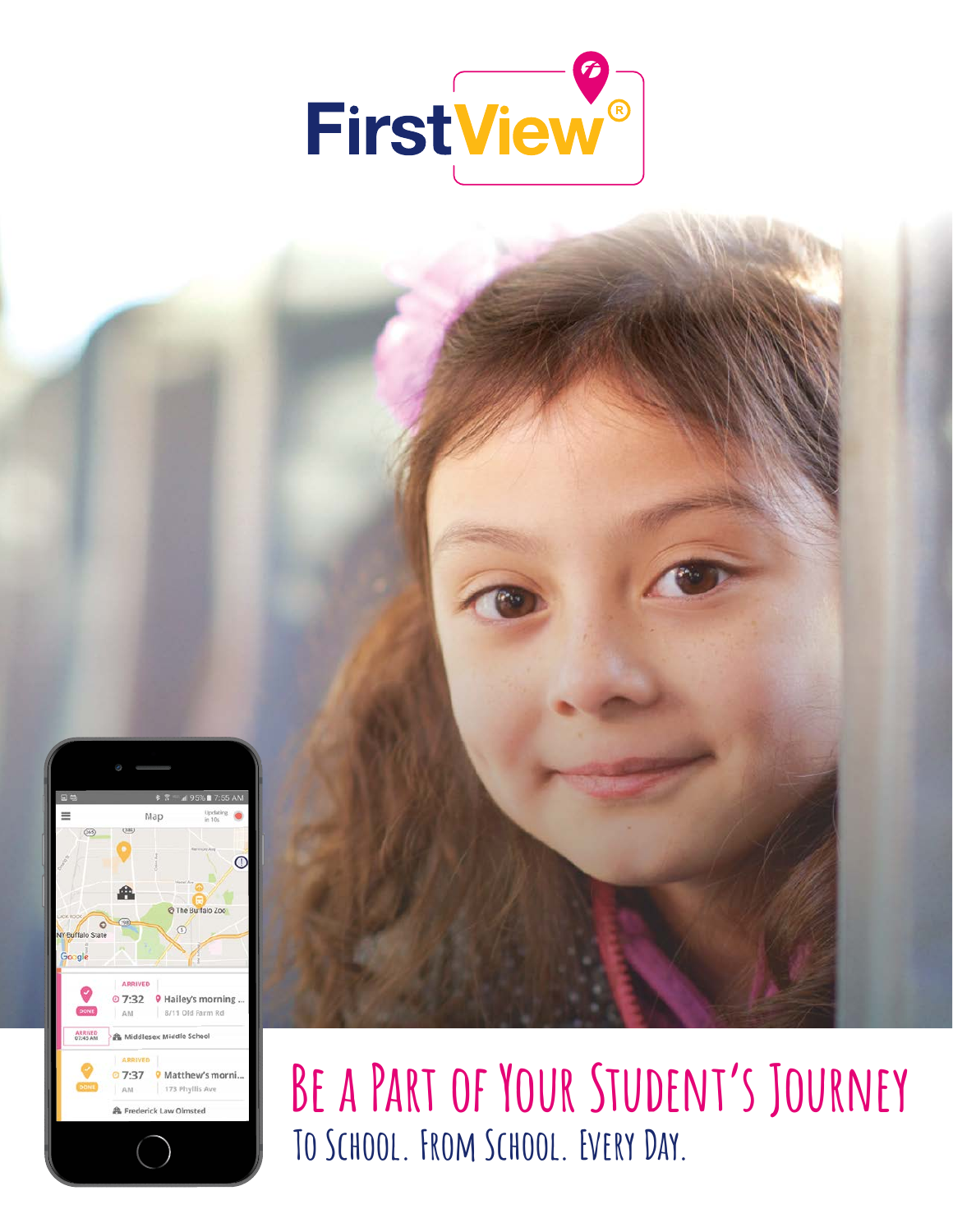# FirstView®

## Be a Part of Your Student's Journey

To School. From School. Every Day.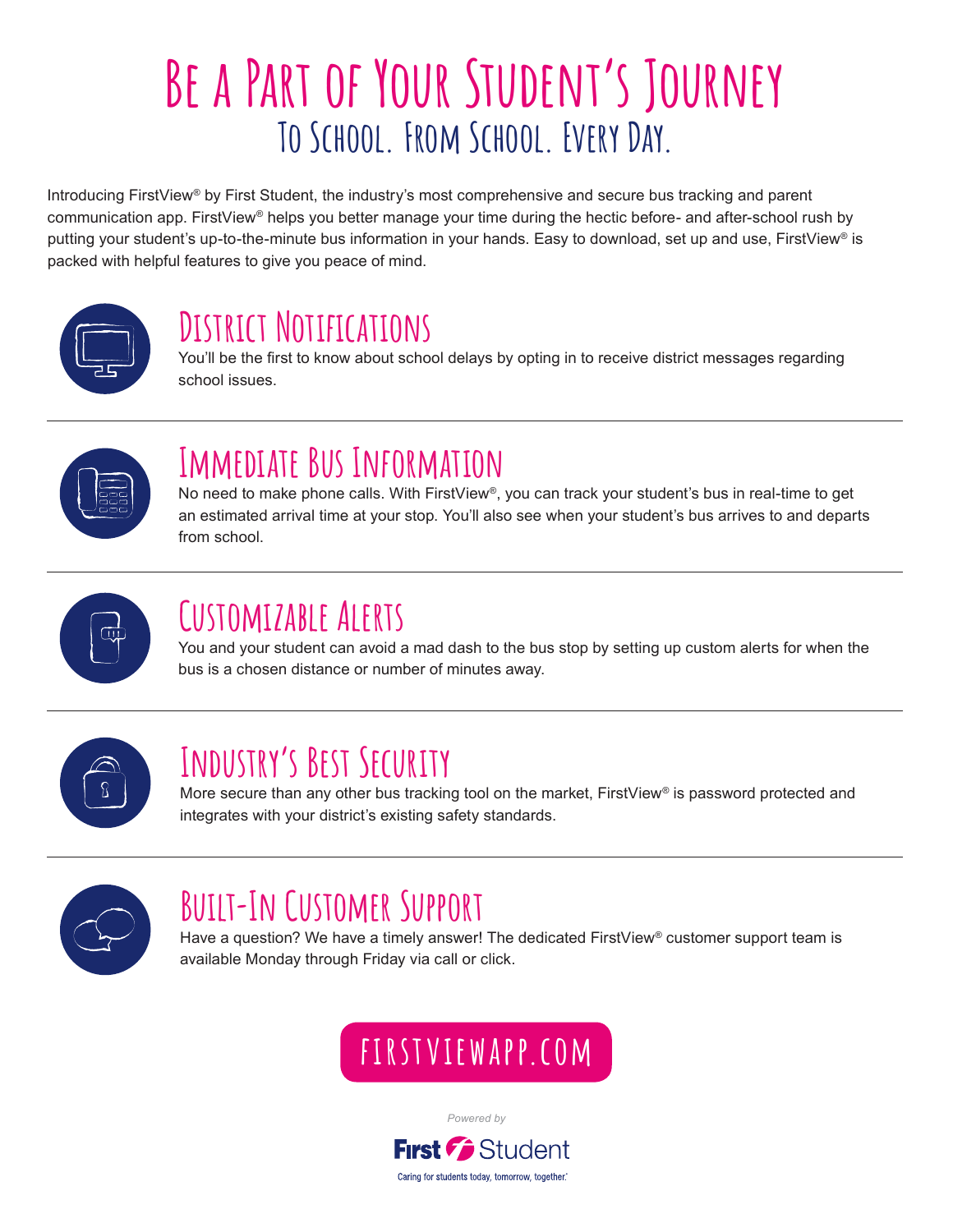# Be a Part of Your Student's Journey

## To School. From School. Every Day.

Introducing FirstView® by First Student, the industry's most comprehensive and secure bus tracking and parent communication app. FirstView® helps you better manage your time during the hectic before- and after-school rush by putting your student's up-to-the-minute bus information in your hands. Easy to download, set up and use, FirstView® is packed with helpful features to give you peace of mind.

## District Notifications

You'll be the first to know about school delays by opting in to receive district messages regarding school issues.

## Immediate Bus Information

No need to make phone calls. With FirstView®, you can track your student's bus in real-time to get an estimated arrival time at your stop. You'll also see when your student's bus arrives to and departs from school.

## Customizable Alerts

You and your student can avoid a mad dash to the bus stop by setting up custom alerts for when the bus is a chosen distance or number of minutes away.

## Industry's Best Security

More secure than any other bus tracking tool on the market, FirstView® is password protected and integrates with your district's existing safety standards.

## Built-In Customer Support

Have a question? We have a timely answer! The dedicated FirstView® customer support team is available Monday through Friday via call or click.

**FIRSTVIEWAPP.COM**

*Powered by*

First Student

Caring for students today, tomorrow, together.